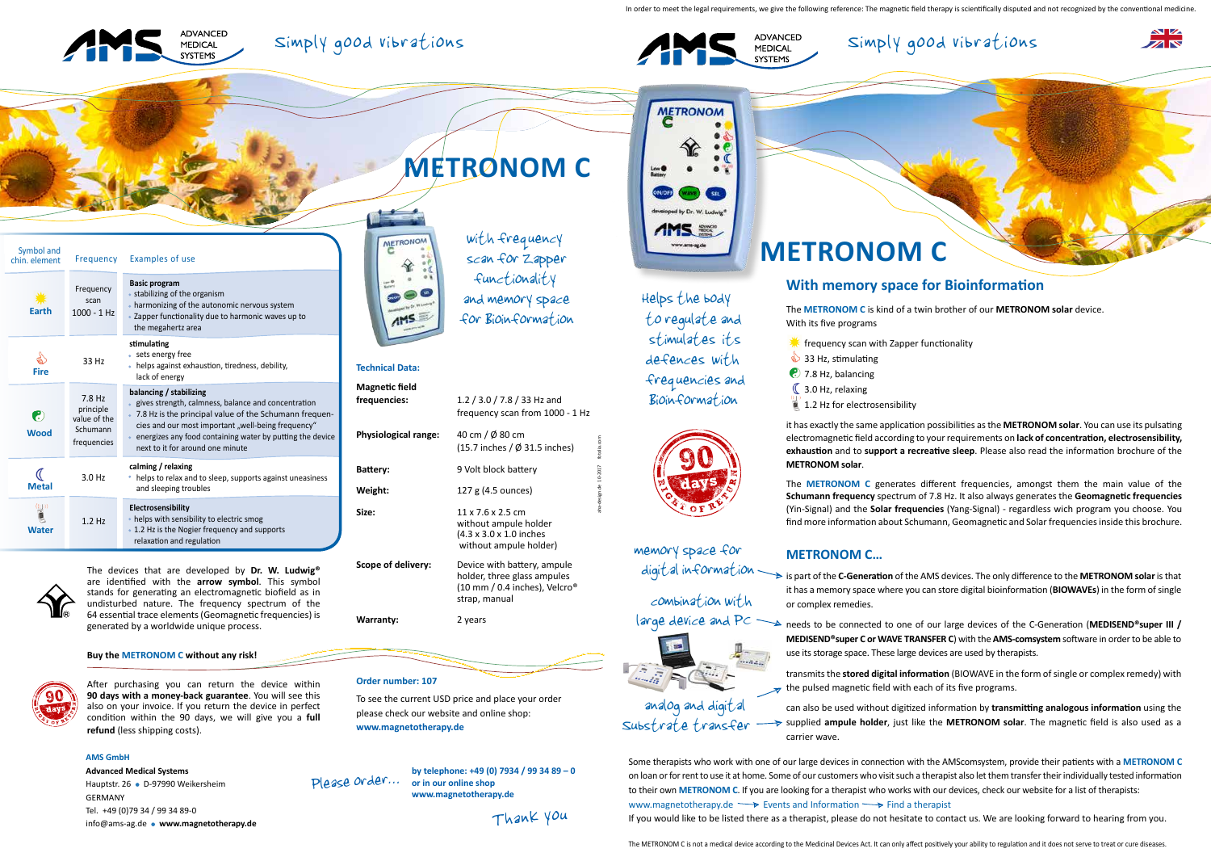In order to meet the legal requirements, we give the following reference: The magnetic field therapy is scientifically disputed and not recognized by the conventional medicine.

# METRONOM C

with frequency scan for Zapper functionality and memory space for Bioinformation

| Symbol and chin. element | Frequency | Examples of use |
|---|---|---|
| Earth | Frequency scan 1000 - 1 Hz | **Basic program** - stabilizing of the organism - harmonizing of the autonomic nervous system - Zapper functionality due to harmonic waves up to the megahertz area |
| Fire | 33 Hz | **stimulating** - sets energy free - helps against exhaustion, tiredness, debility, lack of energy |
| Wood | 7.8 Hz principle value of the Schumann frequencies | **balancing / stabilizing** - gives strength, calmness, balance and concentration - 7.8 Hz is the principal value of the Schumann frequencies and our most important „well-being frequency" - energizes any food containing water by putting the device next to it for around one minute |
| Metal | 3.0 Hz | **calming / relaxing** - helps to relax and to sleep, supports against uneasiness and sleeping troubles |
| Water | 1.2 Hz | **Electrosensibility** - helps with sensibility to electric smog - 1.2 Hz is the Nogier frequency and supports relaxation and regulation |

The devices that are developed by **Dr. W. Ludwig®** are identified with the **arrow symbol**. This symbol stands for generating an electromagnetic biofield as in undisturbed nature. The frequency spectrum of the 64 essential trace elements (Geomagnetic frequencies) is generated by a worldwide unique process.

**Buy the METRONOM C without any risk!**

After purchasing you can return the device within **90 days with a money-back guarantee**. You will see this also on your invoice. If you return the device in perfect condition within the 90 days, we will give you a **full refund** (less shipping costs).

**AMS GmbH**
**Advanced Medical Systems**
Hauptstr. 26 • D-97990 Weikersheim
GERMANY
Tel. +49 (0)79 34 / 99 34 89-0
info@ams-ag.de • **www.magnetotherapy.de**

**Technical Data:**

| | |
|---|---|
| **Magnetic field frequencies:** | 1.2 / 3.0 / 7.8 / 33 Hz and frequency scan from 1000 - 1 Hz |
| **Physiological range:** | 40 cm / Ø 80 cm (15.7 inches / Ø 31.5 inches) |
| **Battery:** | 9 Volt block battery |
| **Weight:** | 127 g (4.5 ounces) |
| **Size:** | 11 x 7.6 x 2.5 cm without ampule holder (4.3 x 3.0 x 1.0 inches without ampule holder) |
| **Scope of delivery:** | Device with battery, ampule holder, three glass ampules (10 mm / 0.4 inches), Velcro® strap, manual |
| **Warranty:** | 2 years |

**Order number: 107**

To see the current USD price and place your order please check our website and online shop:
**www.magnetotherapy.de**

Please order... **by telephone: +49 (0) 7934 / 99 34 89 – 0 or in our online shop www.magnetotherapy.de**

Thank you

Helps the body to regulate and stimulates its defences with frequencies and Bioinformation

# METRONOM C

## With memory space for Bioinformation

The **METRONOM C** is kind of a twin brother of our **METRONOM solar** device. With its five programs

- frequency scan with Zapper functionality
- 33 Hz, stimulating
- 7.8 Hz, balancing
- 3.0 Hz, relaxing
- 1.2 Hz for electrosensibility

it has exactly the same application possibilities as the **METRONOM solar**. You can use its pulsating electromagnetic field according to your requirements on **lack of concentration, electrosensibility, exhaustion** and to **support a recreative sleep**. Please also read the information brochure of the **METRONOM solar**.

The **METRONOM C** generates different frequencies, amongst them the main value of the **Schumann frequency** spectrum of 7.8 Hz. It also always generates the **Geomagnetic frequencies** (Yin-Signal) and the **Solar frequencies** (Yang-Signal) - regardless wich program you choose. You find more information about Schumann, Geomagnetic and Solar frequencies inside this brochure.

## METRONOM C...

memory space for digital information → is part of the **C-Generation** of the AMS devices. The only difference to the **METRONOM solar** is that it has a memory space where you can store digital bioinformation (**BIOWAVEs**) in the form of single or complex remedies.

combination with large device and PC → needs to be connected to one of our large devices of the C-Generation (**MEDISEND®super III / MEDISEND®super C or WAVE TRANSFER C**) with the **AMS-comsystem** software in order to be able to use its storage space. These large devices are used by therapists.

transmits the **stored digital information** (BIOWAVE in the form of single or complex remedy) with the pulsed magnetic field with each of its five programs.

analog and digital substrate transfer → can also be used without digitized information by **transmitting analogous information** using the supplied **ampule holder**, just like the **METRONOM solar**. The magnetic field is also used as a carrier wave.

Some therapists who work with one of our large devices in connection with the AMScomsystem, provide their patients with a **METRONOM C** on loan or for rent to use it at home. Some of our customers who visit such a therapist also let them transfer their individually tested information to their own **METRONOM C**. If you are looking for a therapist who works with our devices, check our website for a list of therapists:
www.magnetotherapy.de → Events and Information → Find a therapist
If you would like to be listed there as a therapist, please do not hesitate to contact us. We are looking forward to hearing from you.

The METRONOM C is not a medical device according to the Medicinal Devices Act. It can only affect positively your ability to regulation and it does not serve to treat or cure diseases.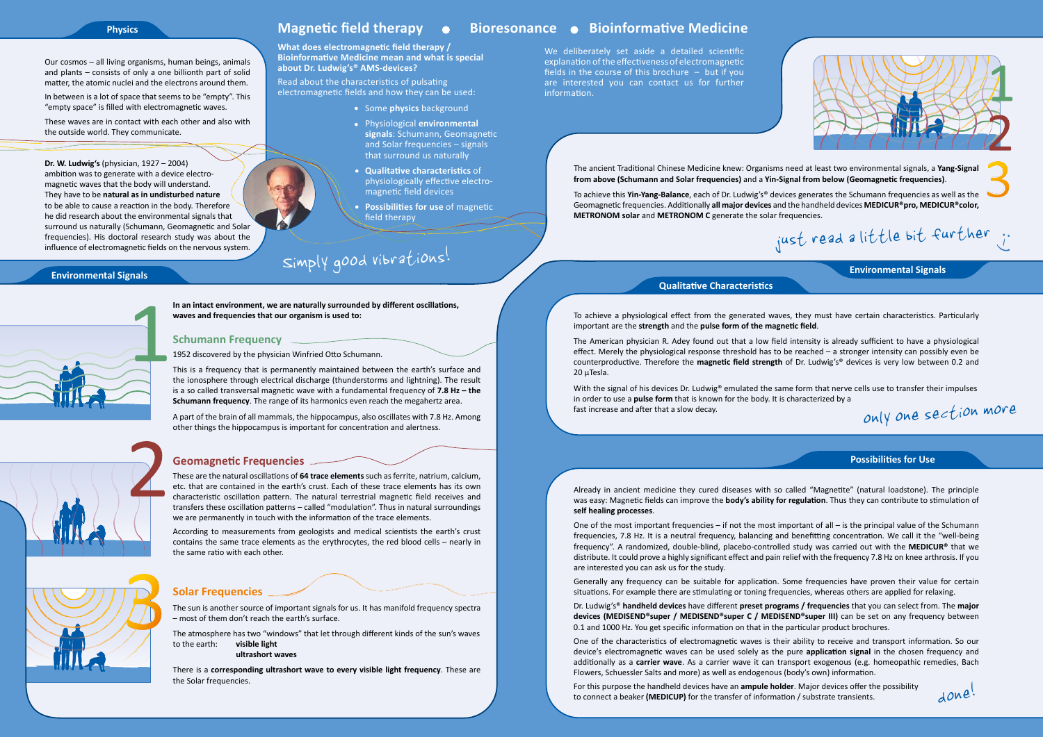## Physics

Our cosmos – all living organisms, human beings, animals and plants – consists of only a one billionth part of solid matter, the atomic nuclei and the electrons around them.

In between is a lot of space that seems to be "empty". This "empty space" is filled with electromagnetic waves.

These waves are in contact with each other and also with the outside world. They communicate.

**Dr. W. Ludwig's** (physician, 1927 – 2004) ambition was to generate with a device electromagnetic waves that the body will understand. They have to be **natural as in undisturbed nature** to be able to cause a reaction in the body. Therefore he did research about the environmental signals that surround us naturally (Schumann, Geomagnetic and Solar frequencies). His doctoral research study was about the influence of electromagnetic fields on the nervous system.

# Magnetic field therapy • Bioresonance • Bioinformative Medicine

**What does electromagnetic field therapy / Bioinformative Medicine mean and what is special about Dr. Ludwig's® AMS-devices?**

Read about the characteristics of pulsating electromagnetic fields and how they can be used:

- Some **physics** background
- Physiological **environmental signals**: Schumann, Geomagnetic and Solar frequencies – signals that surround us naturally
- **Qualitative characteristics** of physiologically effective electromagnetic field devices
- **Possibilities for use** of magnetic field therapy

Simply good vibrations!

We deliberately set aside a detailed scientific explanation of the effectiveness of electromagnetic fields in the course of this brochure – but if you are interested you can contact us for further information.

The ancient Traditional Chinese Medicine knew: Organisms need at least two environmental signals, a **Yang-Signal from above (Schumann and Solar frequencies)** and a **Yin-Signal from below (Geomagnetic frequencies)**.

To achieve this **Yin-Yang-Balance**, each of Dr. Ludwig's® devices generates the Schumann frequencies as well as the Geomagnetic frequencies. Additionally **all major devices** and the handheld devices **MEDICUR®pro, MEDICUR®color, METRONOM solar** and **METRONOM C** generate the solar frequencies.

just read a little bit further :)

## Environmental Signals

**In an intact environment, we are naturally surrounded by different oscillations, waves and frequencies that our organism is used to:**

### 1 Schumann Frequency

1952 discovered by the physician Winfried Otto Schumann.

This is a frequency that is permanently maintained between the earth's surface and the ionosphere through electrical discharge (thunderstorms and lightning). The result is a so called transversal magnetic wave with a fundamental frequency of **7.8 Hz – the Schumann frequency**. The range of its harmonics even reach the megahertz area.

A part of the brain of all mammals, the hippocampus, also oscillates with 7.8 Hz. Among other things the hippocampus is important for concentration and alertness.

### 2 Geomagnetic Frequencies

These are the natural oscillations of **64 trace elements** such as ferrite, natrium, calcium, etc. that are contained in the earth's crust. Each of these trace elements has its own characteristic oscillation pattern. The natural terrestrial magnetic field receives and transfers these oscillation patterns – called "modulation". Thus in natural surroundings we are permanently in touch with the information of the trace elements.

According to measurements from geologists and medical scientists the earth's crust contains the same trace elements as the erythrocytes, the red blood cells – nearly in the same ratio with each other.

### 3 Solar Frequencies

The sun is another source of important signals for us. It has manifold frequency spectra – most of them don't reach the earth's surface.

The atmosphere has two "windows" that let through different kinds of the sun's waves to the earth: **visible light**
**ultrashort waves**

There is a **corresponding ultrashort wave to every visible light frequency**. These are the Solar frequencies.

## Qualitative Characteristics

To achieve a physiological effect from the generated waves, they must have certain characteristics. Particularly important are the **strength** and the **pulse form of the magnetic field**.

The American physician R. Adey found out that a low field intensity is already sufficient to have a physiological effect. Merely the physiological response threshold has to be reached – a stronger intensity can possibly even be counterproductive. Therefore the **magnetic field strength** of Dr. Ludwig's® devices is very low between 0.2 and 20 µTesla.

With the signal of his devices Dr. Ludwig® emulated the same form that nerve cells use to transfer their impulses in order to use a **pulse form** that is known for the body. It is characterized by a fast increase and after that a slow decay.

only one section more

## Possibilities for Use

Already in ancient medicine they cured diseases with so called "Magnetite" (natural loadstone). The principle was easy: Magnetic fields can improve the **body's ability for regulation**. Thus they can contribute to stimulation of **self healing processes**.

One of the most important frequencies – if not the most important of all – is the principal value of the Schumann frequencies, 7.8 Hz. It is a neutral frequency, balancing and benefitting concentration. We call it the "well-being frequency". A randomized, double-blind, placebo-controlled study was carried out with the **MEDICUR®** that we distribute. It could prove a highly significant effect and pain relief with the frequency 7.8 Hz on knee arthrosis. If you are interested you can ask us for the study.

Generally any frequency can be suitable for application. Some frequencies have proven their value for certain situations. For example there are stimulating or toning frequencies, whereas others are applied for relaxing.

Dr. Ludwig's® **handheld devices** have different **preset programs / frequencies** that you can select from. The **major devices (MEDISEND®super / MEDISEND®super C / MEDISEND®super III)** can be set on any frequency between 0.1 and 1000 Hz. You get specific information on that in the particular product brochures.

One of the characteristics of electromagnetic waves is their ability to receive and transport information. So our device's electromagnetic waves can be used solely as the pure **application signal** in the chosen frequency and additionally as a **carrier wave**. As a carrier wave it can transport exogenous (e.g. homeopathic remedies, Bach Flowers, Schuessler Salts and more) as well as endogenous (body's own) information.

For this purpose the handheld devices have an **ampule holder**. Major devices offer the possibility to connect a beaker **(MEDICUP)** for the transfer of information / substrate transients.

done!